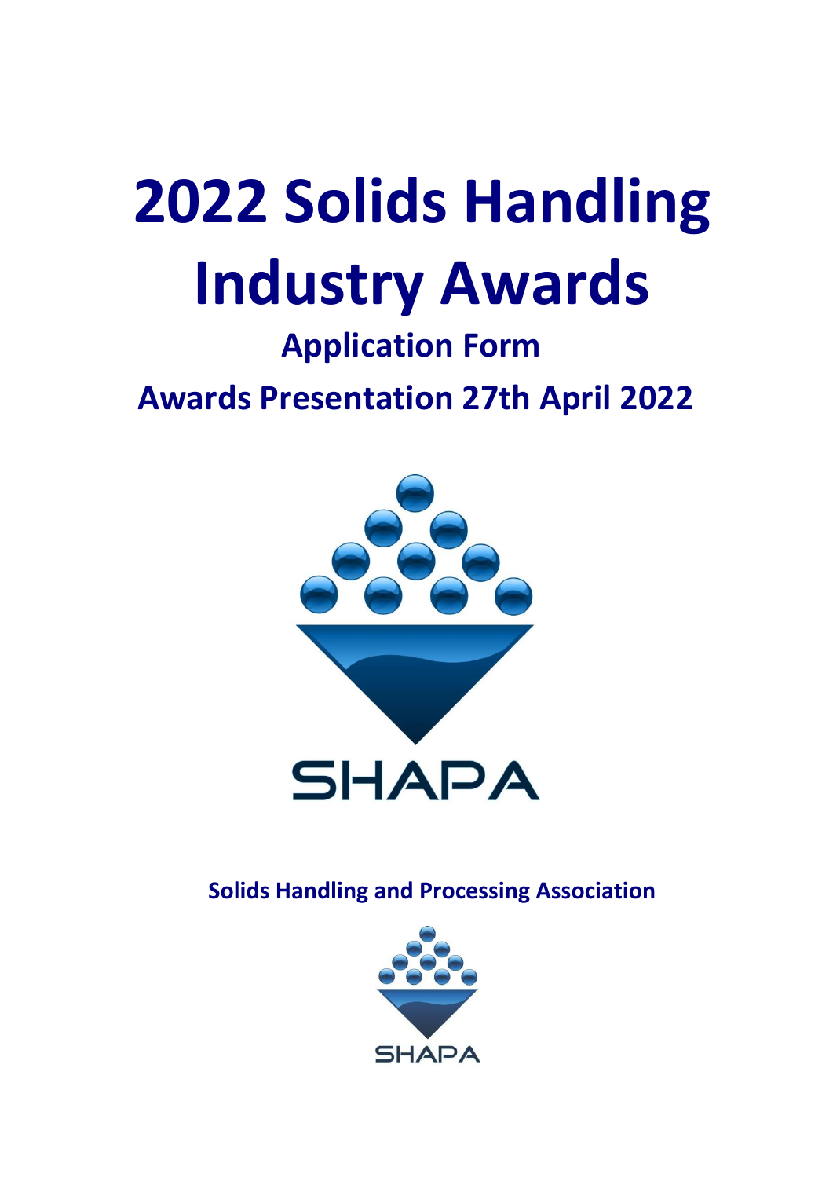# 2022 Solids Handling Industry Awards

## Application Form

## Awards Presentation 27th April 2022

SHAPA

**Solids Handling and Processing Association**

SHAPA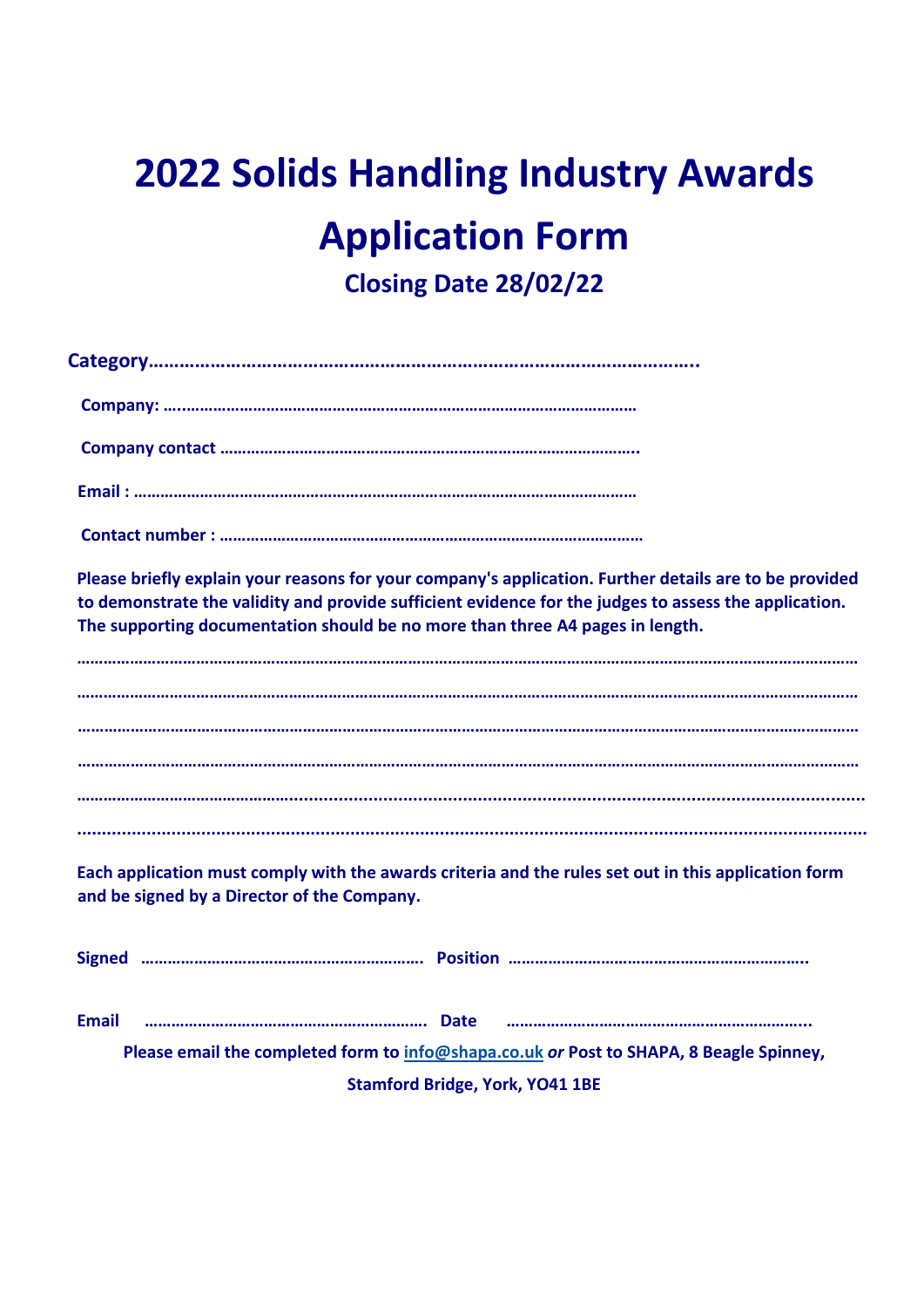# 2022 Solids Handling Industry Awards

# Application Form

## Closing Date 28/02/22

**Category…………………………………………………………………………………………..**

**Company: ……………………………………………………………………………………………**

**Company contact ………………………………………………………………………………..**

**Email : ……………………………………………………………………………………………………**

**Contact number : …………………………………………………………………………………**

**Please briefly explain your reasons for your company's application. Further details are to be provided to demonstrate the validity and provide sufficient evidence for the judges to assess the application. The supporting documentation should be no more than three A4 pages in length.**

……………………………………………………………………………………………………………………………………………

……………………………………………………………………………………………………………………………………………

……………………………………………………………………………………………………………………………………………

……………………………………………………………………………………………………………………………………………

……………………………………………………………………………………………………………………………………………

……………………………………………………………………………………………………………………………………………

**Each application must comply with the awards criteria and the rules set out in this application form and be signed by a Director of the Company.**

**Signed** ……………………………………………………. **Position** ………………………………………………………..

**Email** ……………………………………………………. **Date** ………………………………………………………..

**Please email the completed form to info@shapa.co.uk *or* Post to SHAPA, 8 Beagle Spinney, Stamford Bridge, York, YO41 1BE**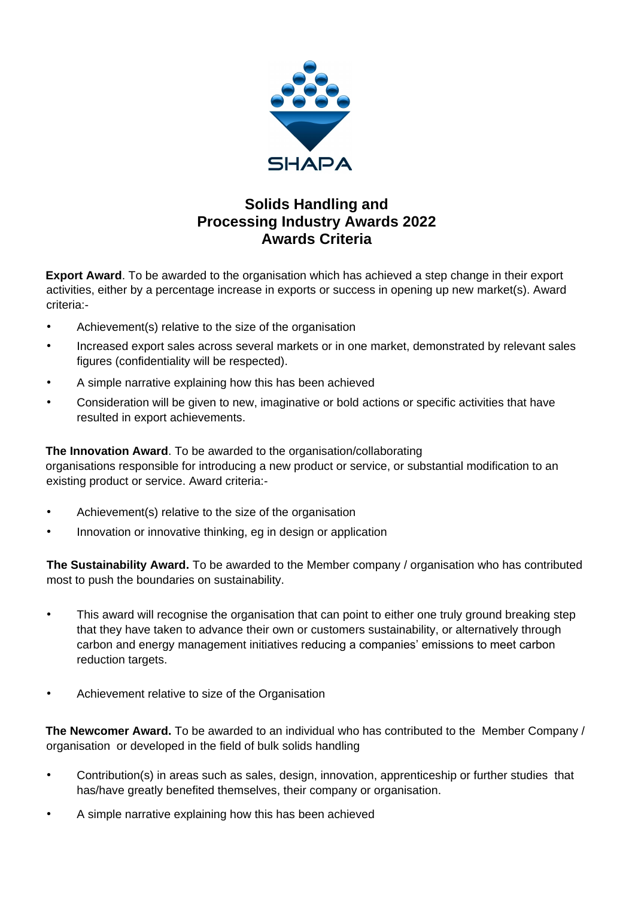SHAPA

# Solids Handling and Processing Industry Awards 2022 Awards Criteria

**Export Award**. To be awarded to the organisation which has achieved a step change in their export activities, either by a percentage increase in exports or success in opening up new market(s). Award criteria:-

- Achievement(s) relative to the size of the organisation
- Increased export sales across several markets or in one market, demonstrated by relevant sales figures (confidentiality will be respected).
- A simple narrative explaining how this has been achieved
- Consideration will be given to new, imaginative or bold actions or specific activities that have resulted in export achievements.

**The Innovation Award**. To be awarded to the organisation/collaborating organisations responsible for introducing a new product or service, or substantial modification to an existing product or service. Award criteria:-

- Achievement(s) relative to the size of the organisation
- Innovation or innovative thinking, eg in design or application

**The Sustainability Award.** To be awarded to the Member company / organisation who has contributed most to push the boundaries on sustainability.

- This award will recognise the organisation that can point to either one truly ground breaking step that they have taken to advance their own or customers sustainability, or alternatively through carbon and energy management initiatives reducing a companies' emissions to meet carbon reduction targets.
- Achievement relative to size of the Organisation

**The Newcomer Award.** To be awarded to an individual who has contributed to the Member Company / organisation or developed in the field of bulk solids handling

- Contribution(s) in areas such as sales, design, innovation, apprenticeship or further studies that has/have greatly benefited themselves, their company or organisation.
- A simple narrative explaining how this has been achieved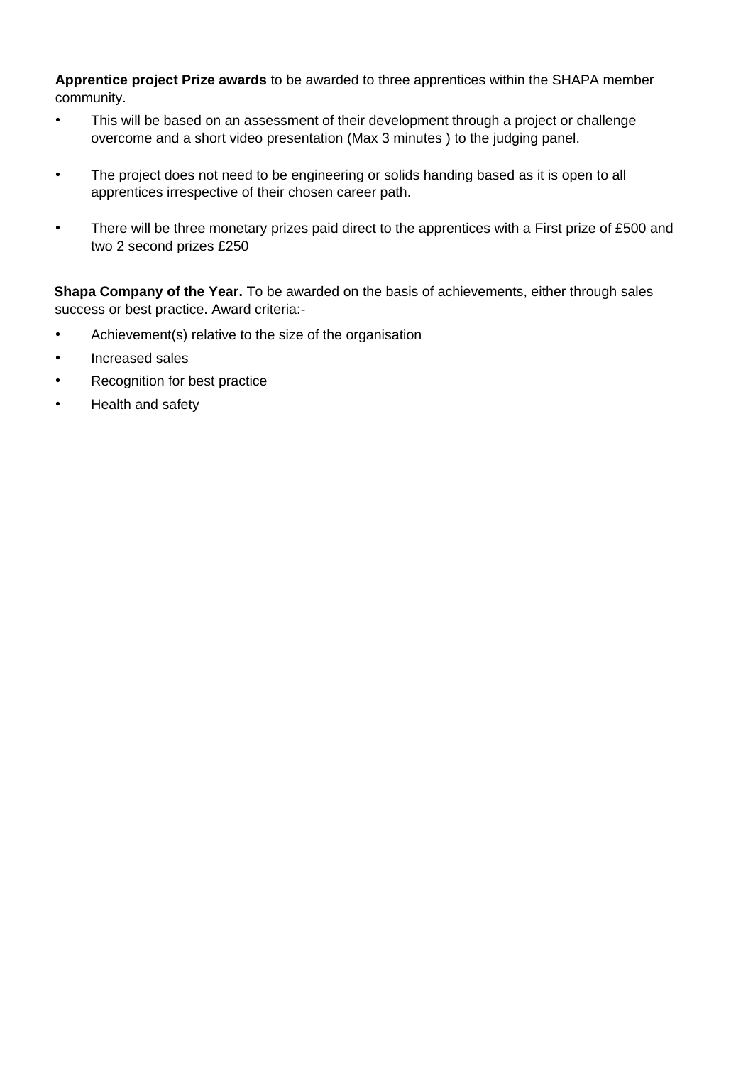**Apprentice project Prize awards** to be awarded to three apprentices within the SHAPA member community.

- This will be based on an assessment of their development through a project or challenge overcome and a short video presentation (Max 3 minutes ) to the judging panel.
- The project does not need to be engineering or solids handing based as it is open to all apprentices irrespective of their chosen career path.
- There will be three monetary prizes paid direct to the apprentices with a First prize of £500 and two 2 second prizes £250

**Shapa Company of the Year.** To be awarded on the basis of achievements, either through sales success or best practice. Award criteria:-

- Achievement(s) relative to the size of the organisation
- Increased sales
- Recognition for best practice
- Health and safety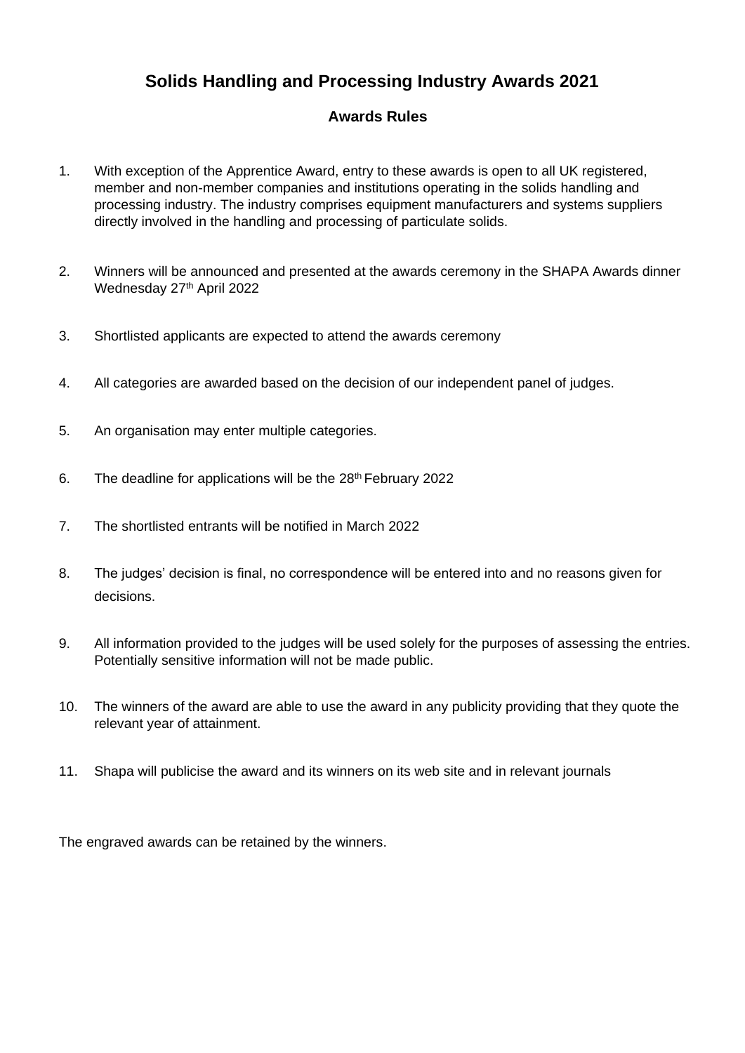# Solids Handling and Processing Industry Awards 2021

## Awards Rules

1. With exception of the Apprentice Award, entry to these awards is open to all UK registered, member and non-member companies and institutions operating in the solids handling and processing industry. The industry comprises equipment manufacturers and systems suppliers directly involved in the handling and processing of particulate solids.

2. Winners will be announced and presented at the awards ceremony in the SHAPA Awards dinner Wednesday 27th April 2022

3. Shortlisted applicants are expected to attend the awards ceremony

4. All categories are awarded based on the decision of our independent panel of judges.

5. An organisation may enter multiple categories.

6. The deadline for applications will be the 28th February 2022

7. The shortlisted entrants will be notified in March 2022

8. The judges' decision is final, no correspondence will be entered into and no reasons given for decisions.

9. All information provided to the judges will be used solely for the purposes of assessing the entries. Potentially sensitive information will not be made public.

10. The winners of the award are able to use the award in any publicity providing that they quote the relevant year of attainment.

11. Shapa will publicise the award and its winners on its web site and in relevant journals

The engraved awards can be retained by the winners.